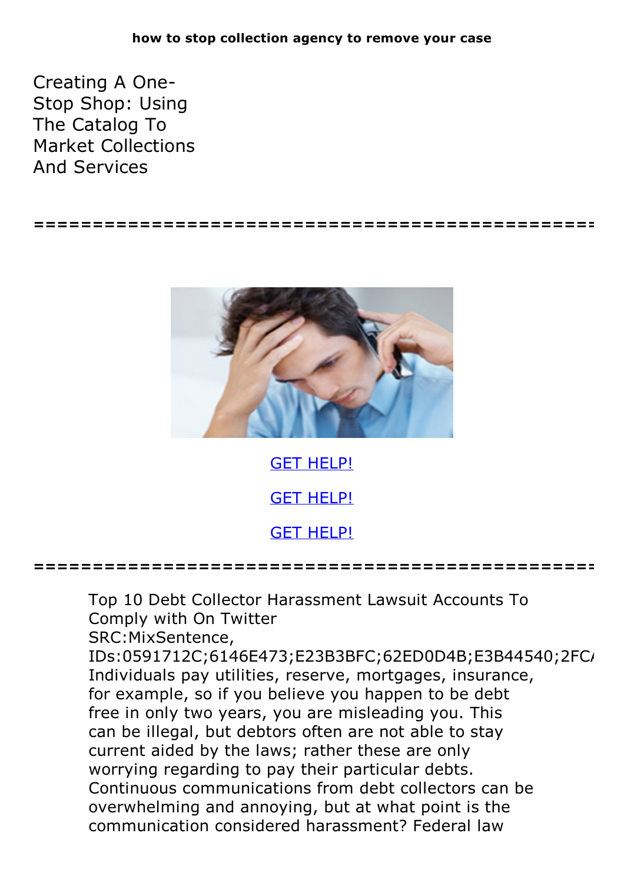**how to stop collection agency to remove your case**

# Creating A One-Stop Shop: Using The Catalog To Market Collections And Services

================================================

GET HELP!

GET HELP!

GET HELP!

================================================

Top 10 Debt Collector Harassment Lawsuit Accounts To Comply with On Twitter
SRC:MixSentence,
IDs:0591712C;6146E473;E23B3BFC;62ED0D4B;E3B44540;2FC
Individuals pay utilities, reserve, mortgages, insurance, for example, so if you believe you happen to be debt free in only two years, you are misleading you. This can be illegal, but debtors often are not able to stay current aided by the laws; rather these are only worrying regarding to pay their particular debts. Continuous communications from debt collectors can be overwhelming and annoying, but at what point is the communication considered harassment? Federal law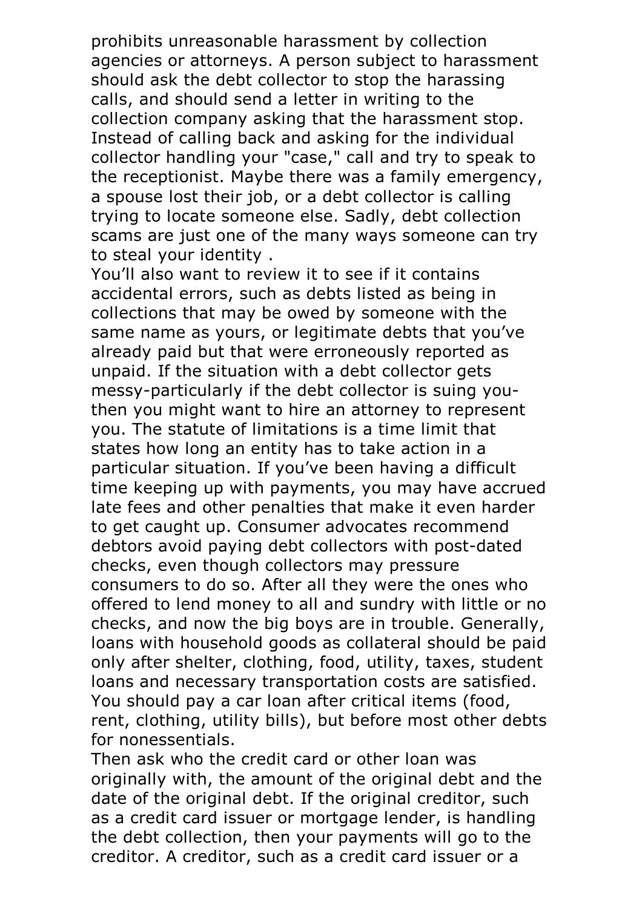prohibits unreasonable harassment by collection agencies or attorneys. A person subject to harassment should ask the debt collector to stop the harassing calls, and should send a letter in writing to the collection company asking that the harassment stop. Instead of calling back and asking for the individual collector handling your "case," call and try to speak to the receptionist. Maybe there was a family emergency, a spouse lost their job, or a debt collector is calling trying to locate someone else. Sadly, debt collection scams are just one of the many ways someone can try to steal your identity .

You'll also want to review it to see if it contains accidental errors, such as debts listed as being in collections that may be owed by someone with the same name as yours, or legitimate debts that you've already paid but that were erroneously reported as unpaid. If the situation with a debt collector gets messy-particularly if the debt collector is suing you-then you might want to hire an attorney to represent you. The statute of limitations is a time limit that states how long an entity has to take action in a particular situation. If you've been having a difficult time keeping up with payments, you may have accrued late fees and other penalties that make it even harder to get caught up. Consumer advocates recommend debtors avoid paying debt collectors with post-dated checks, even though collectors may pressure consumers to do so. After all they were the ones who offered to lend money to all and sundry with little or no checks, and now the big boys are in trouble. Generally, loans with household goods as collateral should be paid only after shelter, clothing, food, utility, taxes, student loans and necessary transportation costs are satisfied. You should pay a car loan after critical items (food, rent, clothing, utility bills), but before most other debts for nonessentials.

Then ask who the credit card or other loan was originally with, the amount of the original debt and the date of the original debt. If the original creditor, such as a credit card issuer or mortgage lender, is handling the debt collection, then your payments will go to the creditor. A creditor, such as a credit card issuer or a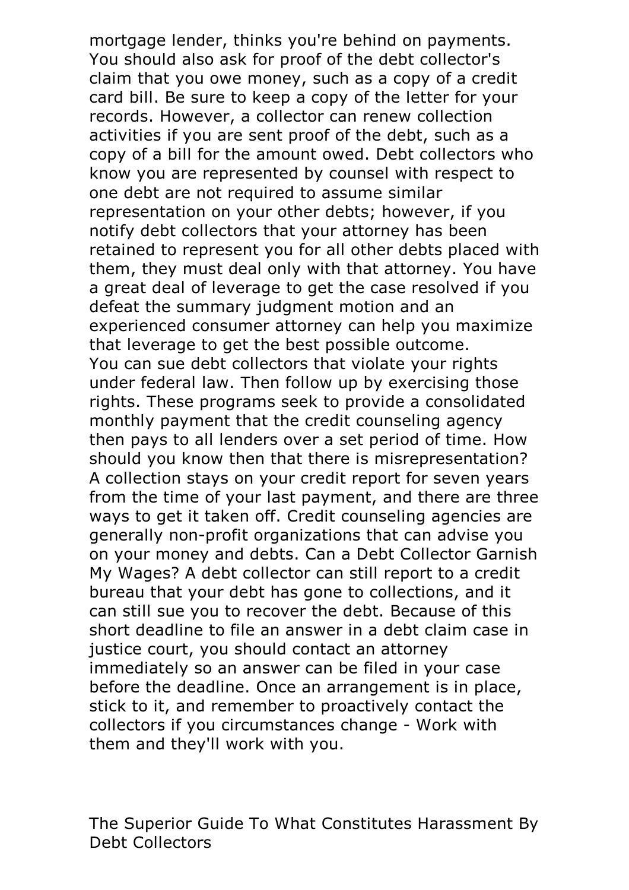mortgage lender, thinks you're behind on payments. You should also ask for proof of the debt collector's claim that you owe money, such as a copy of a credit card bill. Be sure to keep a copy of the letter for your records. However, a collector can renew collection activities if you are sent proof of the debt, such as a copy of a bill for the amount owed. Debt collectors who know you are represented by counsel with respect to one debt are not required to assume similar representation on your other debts; however, if you notify debt collectors that your attorney has been retained to represent you for all other debts placed with them, they must deal only with that attorney. You have a great deal of leverage to get the case resolved if you defeat the summary judgment motion and an experienced consumer attorney can help you maximize that leverage to get the best possible outcome.
You can sue debt collectors that violate your rights under federal law. Then follow up by exercising those rights. These programs seek to provide a consolidated monthly payment that the credit counseling agency then pays to all lenders over a set period of time. How should you know then that there is misrepresentation? A collection stays on your credit report for seven years from the time of your last payment, and there are three ways to get it taken off. Credit counseling agencies are generally non-profit organizations that can advise you on your money and debts. Can a Debt Collector Garnish My Wages? A debt collector can still report to a credit bureau that your debt has gone to collections, and it can still sue you to recover the debt. Because of this short deadline to file an answer in a debt claim case in justice court, you should contact an attorney immediately so an answer can be filed in your case before the deadline. Once an arrangement is in place, stick to it, and remember to proactively contact the collectors if you circumstances change - Work with them and they'll work with you.

The Superior Guide To What Constitutes Harassment By Debt Collectors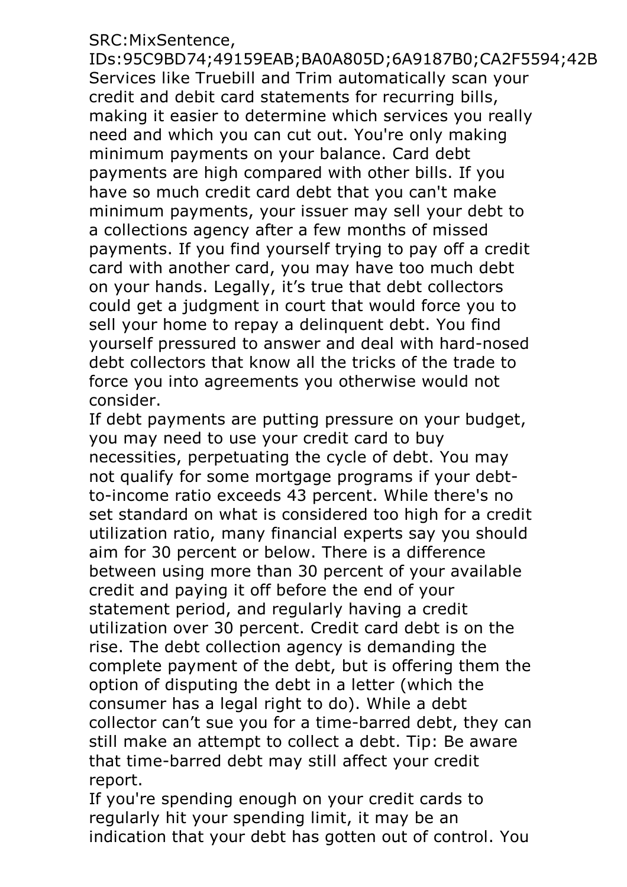SRC:MixSentence, IDs:95C9BD74;49159EAB;BA0A805D;6A9187B0;CA2F5594;42B
Services like Truebill and Trim automatically scan your credit and debit card statements for recurring bills, making it easier to determine which services you really need and which you can cut out. You're only making minimum payments on your balance. Card debt payments are high compared with other bills. If you have so much credit card debt that you can't make minimum payments, your issuer may sell your debt to a collections agency after a few months of missed payments. If you find yourself trying to pay off a credit card with another card, you may have too much debt on your hands. Legally, it’s true that debt collectors could get a judgment in court that would force you to sell your home to repay a delinquent debt. You find yourself pressured to answer and deal with hard-nosed debt collectors that know all the tricks of the trade to force you into agreements you otherwise would not consider.

If debt payments are putting pressure on your budget, you may need to use your credit card to buy necessities, perpetuating the cycle of debt. You may not qualify for some mortgage programs if your debt-to-income ratio exceeds 43 percent. While there's no set standard on what is considered too high for a credit utilization ratio, many financial experts say you should aim for 30 percent or below. There is a difference between using more than 30 percent of your available credit and paying it off before the end of your statement period, and regularly having a credit utilization over 30 percent. Credit card debt is on the rise. The debt collection agency is demanding the complete payment of the debt, but is offering them the option of disputing the debt in a letter (which the consumer has a legal right to do). While a debt collector can’t sue you for a time-barred debt, they can still make an attempt to collect a debt. Tip: Be aware that time-barred debt may still affect your credit report.

If you're spending enough on your credit cards to regularly hit your spending limit, it may be an indication that your debt has gotten out of control. You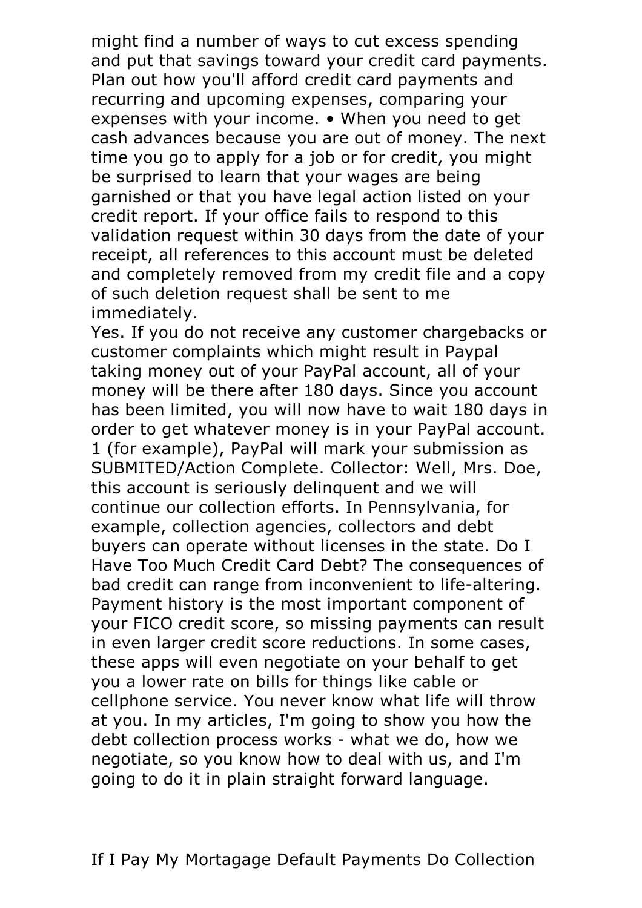might find a number of ways to cut excess spending and put that savings toward your credit card payments. Plan out how you'll afford credit card payments and recurring and upcoming expenses, comparing your expenses with your income. • When you need to get cash advances because you are out of money. The next time you go to apply for a job or for credit, you might be surprised to learn that your wages are being garnished or that you have legal action listed on your credit report. If your office fails to respond to this validation request within 30 days from the date of your receipt, all references to this account must be deleted and completely removed from my credit file and a copy of such deletion request shall be sent to me immediately.

Yes. If you do not receive any customer chargebacks or customer complaints which might result in Paypal taking money out of your PayPal account, all of your money will be there after 180 days. Since you account has been limited, you will now have to wait 180 days in order to get whatever money is in your PayPal account. 1 (for example), PayPal will mark your submission as SUBMITED/Action Complete. Collector: Well, Mrs. Doe, this account is seriously delinquent and we will continue our collection efforts. In Pennsylvania, for example, collection agencies, collectors and debt buyers can operate without licenses in the state. Do I Have Too Much Credit Card Debt? The consequences of bad credit can range from inconvenient to life-altering. Payment history is the most important component of your FICO credit score, so missing payments can result in even larger credit score reductions. In some cases, these apps will even negotiate on your behalf to get you a lower rate on bills for things like cable or cellphone service. You never know what life will throw at you. In my articles, I'm going to show you how the debt collection process works - what we do, how we negotiate, so you know how to deal with us, and I'm going to do it in plain straight forward language.

If I Pay My Mortagage Default Payments Do Collection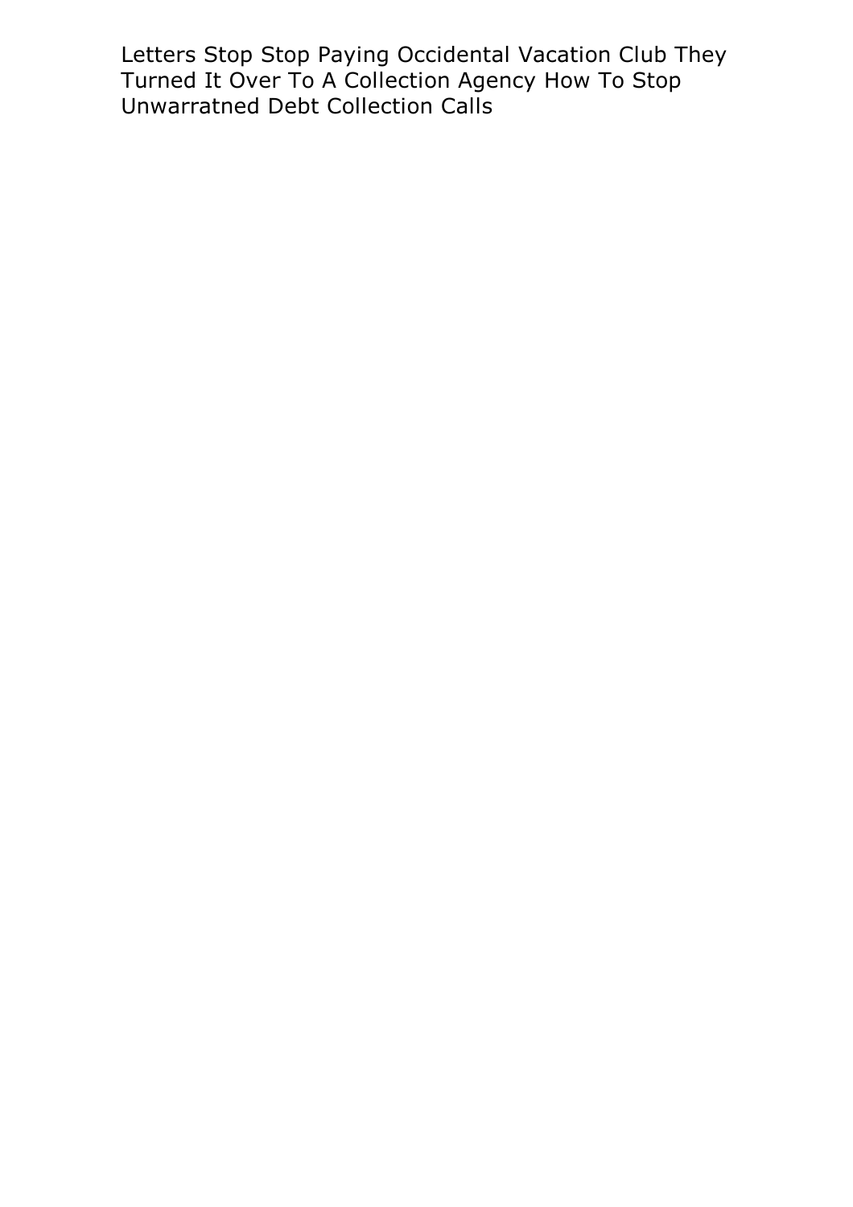Letters Stop Stop Paying Occidental Vacation Club They Turned It Over To A Collection Agency How To Stop Unwarratned Debt Collection Calls